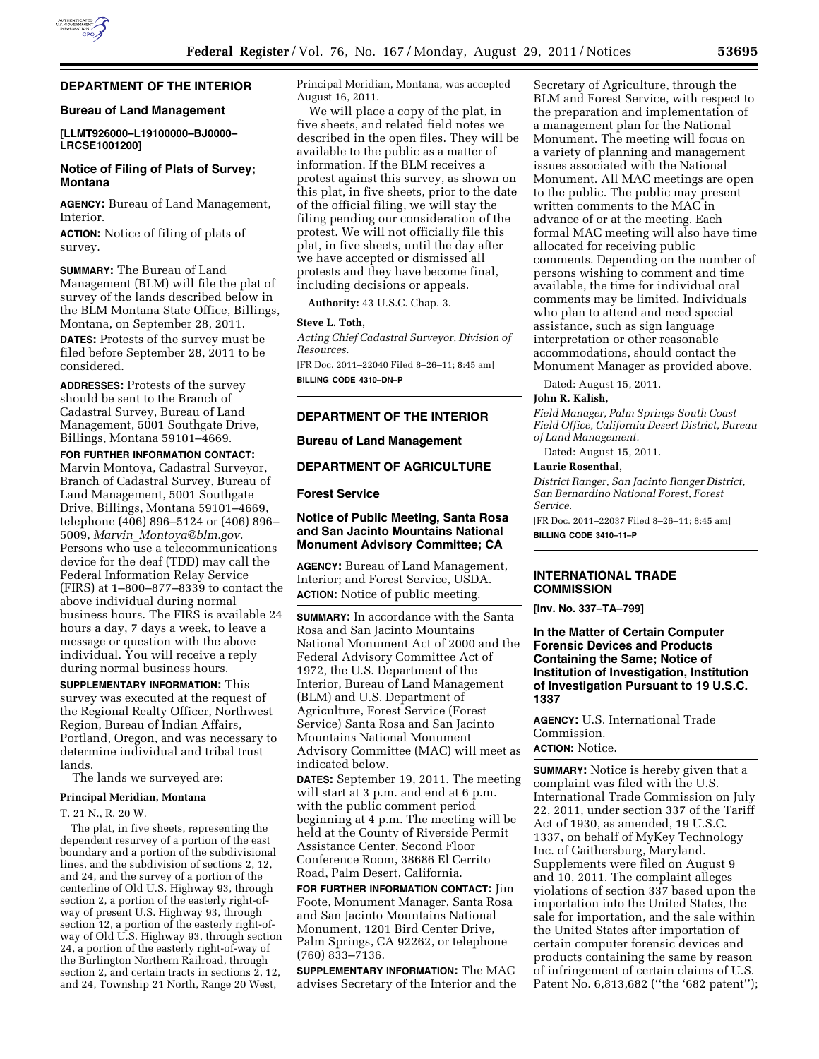## DEPARTMENT OF THE INTERIOR

### Bureau of Land Management

**[LLMT926000–L19100000–BJ0000–LRCSE1001200]**

### Notice of Filing of Plats of Survey; Montana

**AGENCY:** Bureau of Land Management, Interior.

**ACTION:** Notice of filing of plats of survey.

**SUMMARY:** The Bureau of Land Management (BLM) will file the plat of survey of the lands described below in the BLM Montana State Office, Billings, Montana, on September 28, 2011.

**DATES:** Protests of the survey must be filed before September 28, 2011 to be considered.

**ADDRESSES:** Protests of the survey should be sent to the Branch of Cadastral Survey, Bureau of Land Management, 5001 Southgate Drive, Billings, Montana 59101–4669.

**FOR FURTHER INFORMATION CONTACT:** Marvin Montoya, Cadastral Surveyor, Branch of Cadastral Survey, Bureau of Land Management, 5001 Southgate Drive, Billings, Montana 59101–4669, telephone (406) 896–5124 or (406) 896–5009, *Marvin_Montoya@blm.gov.* Persons who use a telecommunications device for the deaf (TDD) may call the Federal Information Relay Service (FIRS) at 1–800–877–8339 to contact the above individual during normal business hours. The FIRS is available 24 hours a day, 7 days a week, to leave a message or question with the above individual. You will receive a reply during normal business hours.

**SUPPLEMENTARY INFORMATION:** This survey was executed at the request of the Regional Realty Officer, Northwest Region, Bureau of Indian Affairs, Portland, Oregon, and was necessary to determine individual and tribal trust lands.

The lands we surveyed are:

**Principal Meridian, Montana**

T. 21 N., R. 20 W.

The plat, in five sheets, representing the dependent resurvey of a portion of the east boundary and a portion of the subdivisional lines, and the subdivision of sections 2, 12, and 24, and the survey of a portion of the centerline of Old U.S. Highway 93, through section 2, a portion of the easterly right-of-way of present U.S. Highway 93, through section 12, a portion of the easterly right-of-way of Old U.S. Highway 93, through section 24, a portion of the easterly right-of-way of the Burlington Northern Railroad, through section 2, and certain tracts in sections 2, 12, and 24, Township 21 North, Range 20 West, Principal Meridian, Montana, was accepted August 16, 2011.

We will place a copy of the plat, in five sheets, and related field notes we described in the open files. They will be available to the public as a matter of information. If the BLM receives a protest against this survey, as shown on this plat, in five sheets, prior to the date of the official filing, we will stay the filing pending our consideration of the protest. We will not officially file this plat, in five sheets, until the day after we have accepted or dismissed all protests and they have become final, including decisions or appeals.

**Authority:** 43 U.S.C. Chap. 3.

**Steve L. Toth,**

*Acting Chief Cadastral Surveyor, Division of Resources.*

[FR Doc. 2011–22040 Filed 8–26–11; 8:45 am]

**BILLING CODE 4310–DN–P**

## DEPARTMENT OF THE INTERIOR

### Bureau of Land Management

## DEPARTMENT OF AGRICULTURE

### Forest Service

### Notice of Public Meeting, Santa Rosa and San Jacinto Mountains National Monument Advisory Committee; CA

**AGENCY:** Bureau of Land Management, Interior; and Forest Service, USDA.

**ACTION:** Notice of public meeting.

**SUMMARY:** In accordance with the Santa Rosa and San Jacinto Mountains National Monument Act of 2000 and the Federal Advisory Committee Act of 1972, the U.S. Department of the Interior, Bureau of Land Management (BLM) and U.S. Department of Agriculture, Forest Service (Forest Service) Santa Rosa and San Jacinto Mountains National Monument Advisory Committee (MAC) will meet as indicated below.

**DATES:** September 19, 2011. The meeting will start at 3 p.m. and end at 6 p.m. with the public comment period beginning at 4 p.m. The meeting will be held at the County of Riverside Permit Assistance Center, Second Floor Conference Room, 38686 El Cerrito Road, Palm Desert, California.

**FOR FURTHER INFORMATION CONTACT:** Jim Foote, Monument Manager, Santa Rosa and San Jacinto Mountains National Monument, 1201 Bird Center Drive, Palm Springs, CA 92262, or telephone (760) 833–7136.

**SUPPLEMENTARY INFORMATION:** The MAC advises Secretary of the Interior and the Secretary of Agriculture, through the BLM and Forest Service, with respect to the preparation and implementation of a management plan for the National Monument. The meeting will focus on a variety of planning and management issues associated with the National Monument. All MAC meetings are open to the public. The public may present written comments to the MAC in advance of or at the meeting. Each formal MAC meeting will also have time allocated for receiving public comments. Depending on the number of persons wishing to comment and time available, the time for individual oral comments may be limited. Individuals who plan to attend and need special assistance, such as sign language interpretation or other reasonable accommodations, should contact the Monument Manager as provided above.

Dated: August 15, 2011.

**John R. Kalish,**

*Field Manager, Palm Springs-South Coast Field Office, California Desert District, Bureau of Land Management.*

Dated: August 15, 2011.

**Laurie Rosenthal,**

*District Ranger, San Jacinto Ranger District, San Bernardino National Forest, Forest Service.*

[FR Doc. 2011–22037 Filed 8–26–11; 8:45 am]

**BILLING CODE 3410–11–P**

## INTERNATIONAL TRADE COMMISSION

**[Inv. No. 337–TA–799]**

### In the Matter of Certain Computer Forensic Devices and Products Containing the Same; Notice of Institution of Investigation, Institution of Investigation Pursuant to 19 U.S.C. 1337

**AGENCY:** U.S. International Trade Commission.

**ACTION:** Notice.

**SUMMARY:** Notice is hereby given that a complaint was filed with the U.S. International Trade Commission on July 22, 2011, under section 337 of the Tariff Act of 1930, as amended, 19 U.S.C. 1337, on behalf of MyKey Technology Inc. of Gaithersburg, Maryland. Supplements were filed on August 9 and 10, 2011. The complaint alleges violations of section 337 based upon the importation into the United States, the sale for importation, and the sale within the United States after importation of certain computer forensic devices and products containing the same by reason of infringement of certain claims of U.S. Patent No. 6,813,682 (''the '682 patent'');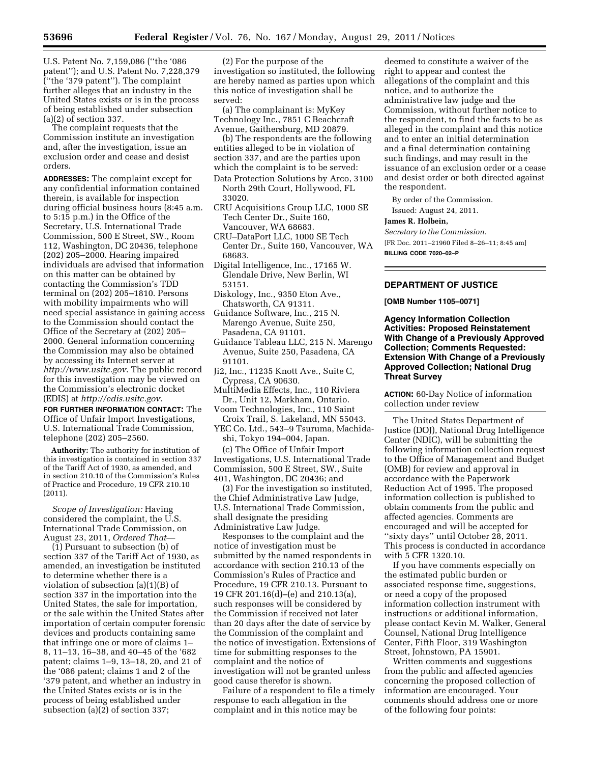U.S. Patent No. 7,159,086 (''the '086 patent''); and U.S. Patent No. 7,228,379 (''the '379 patent''). The complaint further alleges that an industry in the United States exists or is in the process of being established under subsection (a)(2) of section 337.

The complaint requests that the Commission institute an investigation and, after the investigation, issue an exclusion order and cease and desist orders.

**ADDRESSES:** The complaint except for any confidential information contained therein, is available for inspection during official business hours (8:45 a.m. to 5:15 p.m.) in the Office of the Secretary, U.S. International Trade Commission, 500 E Street, SW., Room 112, Washington, DC 20436, telephone (202) 205–2000. Hearing impaired individuals are advised that information on this matter can be obtained by contacting the Commission's TDD terminal on (202) 205–1810. Persons with mobility impairments who will need special assistance in gaining access to the Commission should contact the Office of the Secretary at (202) 205–2000. General information concerning the Commission may also be obtained by accessing its Internet server at *http://www.usitc.gov*. The public record for this investigation may be viewed on the Commission's electronic docket (EDIS) at *http://edis.usitc.gov.*

**FOR FURTHER INFORMATION CONTACT:** The Office of Unfair Import Investigations, U.S. International Trade Commission, telephone (202) 205–2560.

**Authority:** The authority for institution of this investigation is contained in section 337 of the Tariff Act of 1930, as amended, and in section 210.10 of the Commission's Rules of Practice and Procedure, 19 CFR 210.10 (2011).

*Scope of Investigation:* Having considered the complaint, the U.S. International Trade Commission, on August 23, 2011, *Ordered That*—

(1) Pursuant to subsection (b) of section 337 of the Tariff Act of 1930, as amended, an investigation be instituted to determine whether there is a violation of subsection (a)(1)(B) of section 337 in the importation into the United States, the sale for importation, or the sale within the United States after importation of certain computer forensic devices and products containing same that infringe one or more of claims 1–8, 11–13, 16–38, and 40–45 of the '682 patent; claims 1–9, 13–18, 20, and 21 of the '086 patent; claims 1 and 2 of the '379 patent, and whether an industry in the United States exists or is in the process of being established under subsection (a)(2) of section 337;

(2) For the purpose of the investigation so instituted, the following are hereby named as parties upon which this notice of investigation shall be served:

(a) The complainant is: MyKey Technology Inc., 7851 C Beachcraft Avenue, Gaithersburg, MD 20879.

(b) The respondents are the following entities alleged to be in violation of section 337, and are the parties upon which the complaint is to be served:

Data Protection Solutions by Arco, 3100 North 29th Court, Hollywood, FL 33020.
CRU Acquisitions Group LLC, 1000 SE Tech Center Dr., Suite 160, Vancouver, WA 68683.
CRU–DataPort LLC, 1000 SE Tech Center Dr., Suite 160, Vancouver, WA 68683.
Digital Intelligence, Inc., 17165 W. Glendale Drive, New Berlin, WI 53151.
Diskology, Inc., 9350 Eton Ave., Chatsworth, CA 91311.
Guidance Software, Inc., 215 N. Marengo Avenue, Suite 250, Pasadena, CA 91101.
Guidance Tableau LLC, 215 N. Marengo Avenue, Suite 250, Pasadena, CA 91101.
Ji2, Inc., 11235 Knott Ave., Suite C, Cypress, CA 90630.
MultiMedia Effects, Inc., 110 Riviera Dr., Unit 12, Markham, Ontario.
Voom Technologies, Inc., 110 Saint Croix Trail, S. Lakeland, MN 55043.
YEC Co. Ltd., 543–9 Tsuruma, Machida-shi, Tokyo 194–004, Japan.

(c) The Office of Unfair Import Investigations, U.S. International Trade Commission, 500 E Street, SW., Suite 401, Washington, DC 20436; and

(3) For the investigation so instituted, the Chief Administrative Law Judge, U.S. International Trade Commission, shall designate the presiding Administrative Law Judge.

Responses to the complaint and the notice of investigation must be submitted by the named respondents in accordance with section 210.13 of the Commission's Rules of Practice and Procedure, 19 CFR 210.13. Pursuant to 19 CFR 201.16(d)–(e) and 210.13(a), such responses will be considered by the Commission if received not later than 20 days after the date of service by the Commission of the complaint and the notice of investigation. Extensions of time for submitting responses to the complaint and the notice of investigation will not be granted unless good cause therefor is shown.

Failure of a respondent to file a timely response to each allegation in the complaint and in this notice may be deemed to constitute a waiver of the right to appear and contest the allegations of the complaint and this notice, and to authorize the administrative law judge and the Commission, without further notice to the respondent, to find the facts to be as alleged in the complaint and this notice and to enter an initial determination and a final determination containing such findings, and may result in the issuance of an exclusion order or a cease and desist order or both directed against the respondent.

By order of the Commission.

Issued: August 24, 2011.

**James R. Holbein,**

*Secretary to the Commission.*

[FR Doc. 2011–21960 Filed 8–26–11; 8:45 am]

**BILLING CODE 7020–02–P**

## DEPARTMENT OF JUSTICE

**[OMB Number 1105–0071]**

### Agency Information Collection Activities: Proposed Reinstatement With Change of a Previously Approved Collection; Comments Requested: Extension With Change of a Previously Approved Collection; National Drug Threat Survey

**ACTION:** 60-Day Notice of information collection under review

The United States Department of Justice (DOJ), National Drug Intelligence Center (NDIC), will be submitting the following information collection request to the Office of Management and Budget (OMB) for review and approval in accordance with the Paperwork Reduction Act of 1995. The proposed information collection is published to obtain comments from the public and affected agencies. Comments are encouraged and will be accepted for ''sixty days'' until October 28, 2011. This process is conducted in accordance with 5 CFR 1320.10.

If you have comments especially on the estimated public burden or associated response time, suggestions, or need a copy of the proposed information collection instrument with instructions or additional information, please contact Kevin M. Walker, General Counsel, National Drug Intelligence Center, Fifth Floor, 319 Washington Street, Johnstown, PA 15901.

Written comments and suggestions from the public and affected agencies concerning the proposed collection of information are encouraged. Your comments should address one or more of the following four points: